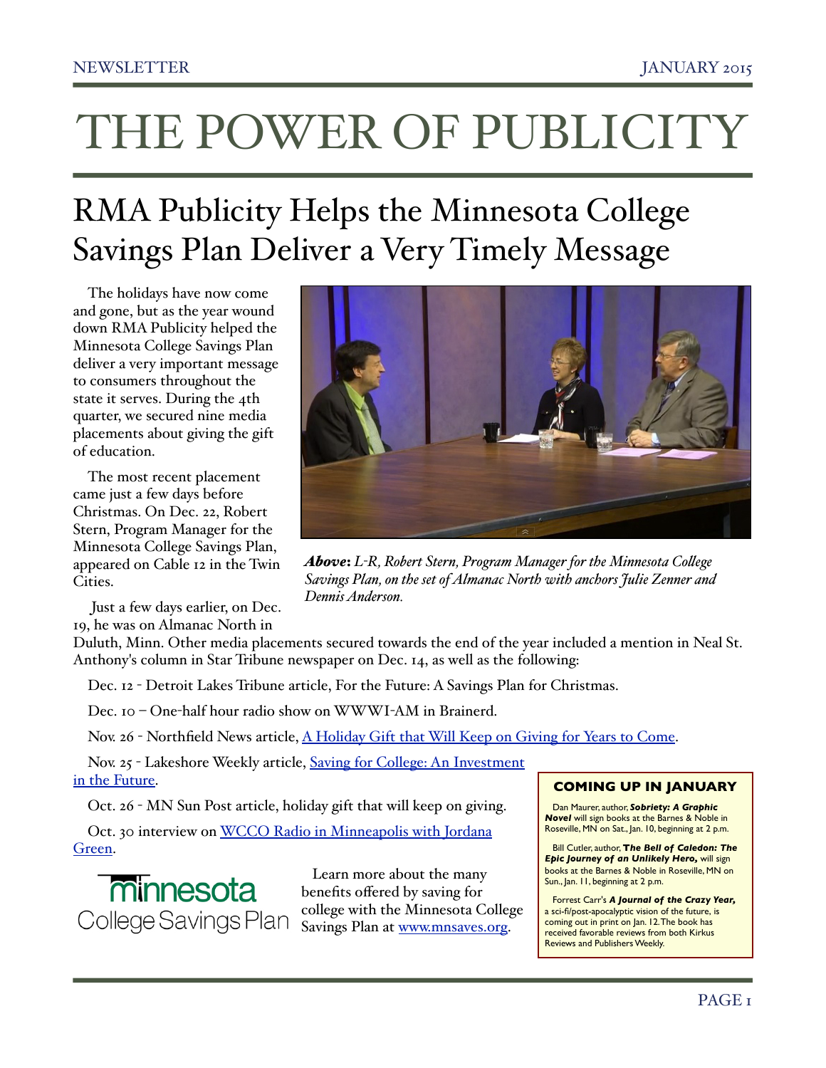# THE POWER OF PUBLICITY

## RMA Publicity Helps the Minnesota College Savings Plan Deliver a Very Timely Message

The holidays have now come and gone, but as the year wound down RMA Publicity helped the Minnesota College Savings Plan deliver a very important message to consumers throughout the state it serves. During the 4th quarter, we secured nine media placements about giving the gift of education.

The most recent placement came just a few days before Christmas. On Dec. 22, Robert Stern, Program Manager for the Minnesota College Savings Plan, appeared on Cable 12 in the Twin Cities.

***Above:*** *L-R, Robert Stern, Program Manager for the Minnesota College Savings Plan, on the set of Almanac North with anchors Julie Zenner and Dennis Anderson.*

Just a few days earlier, on Dec. 19, he was on Almanac North in Duluth, Minn. Other media placements secured towards the end of the year included a mention in Neal St. Anthony's column in Star Tribune newspaper on Dec. 14, as well as the following:

Dec. 12 - Detroit Lakes Tribune article, For the Future: A Savings Plan for Christmas.

Dec. 10 – One-half hour radio show on WWWI-AM in Brainerd.

Nov. 26 - Northfield News article, A Holiday Gift that Will Keep on Giving for Years to Come.

Nov. 25 - Lakeshore Weekly article, Saving for College: An Investment in the Future.

Oct. 26 - MN Sun Post article, holiday gift that will keep on giving.

Oct. 30 interview on WCCO Radio in Minneapolis with Jordana Green.

minnesota College Savings Plan

Learn more about the many benefits offered by saving for college with the Minnesota College Savings Plan at www.mnsaves.org.

### COMING UP IN JANUARY

Dan Maurer, author, ***Sobriety: A Graphic Novel*** will sign books at the Barnes & Noble in Roseville, MN on Sat., Jan. 10, beginning at 2 p.m.

Bill Cutler, author, ***The Bell of Caledon: The Epic Journey of an Unlikely Hero,*** will sign books at the Barnes & Noble in Roseville, MN on Sun., Jan. 11, beginning at 2 p.m.

Forrest Carr's ***A Journal of the Crazy Year,*** a sci-fi/post-apocalyptic vision of the future, is coming out in print on Jan. 12. The book has received favorable reviews from both Kirkus Reviews and Publishers Weekly.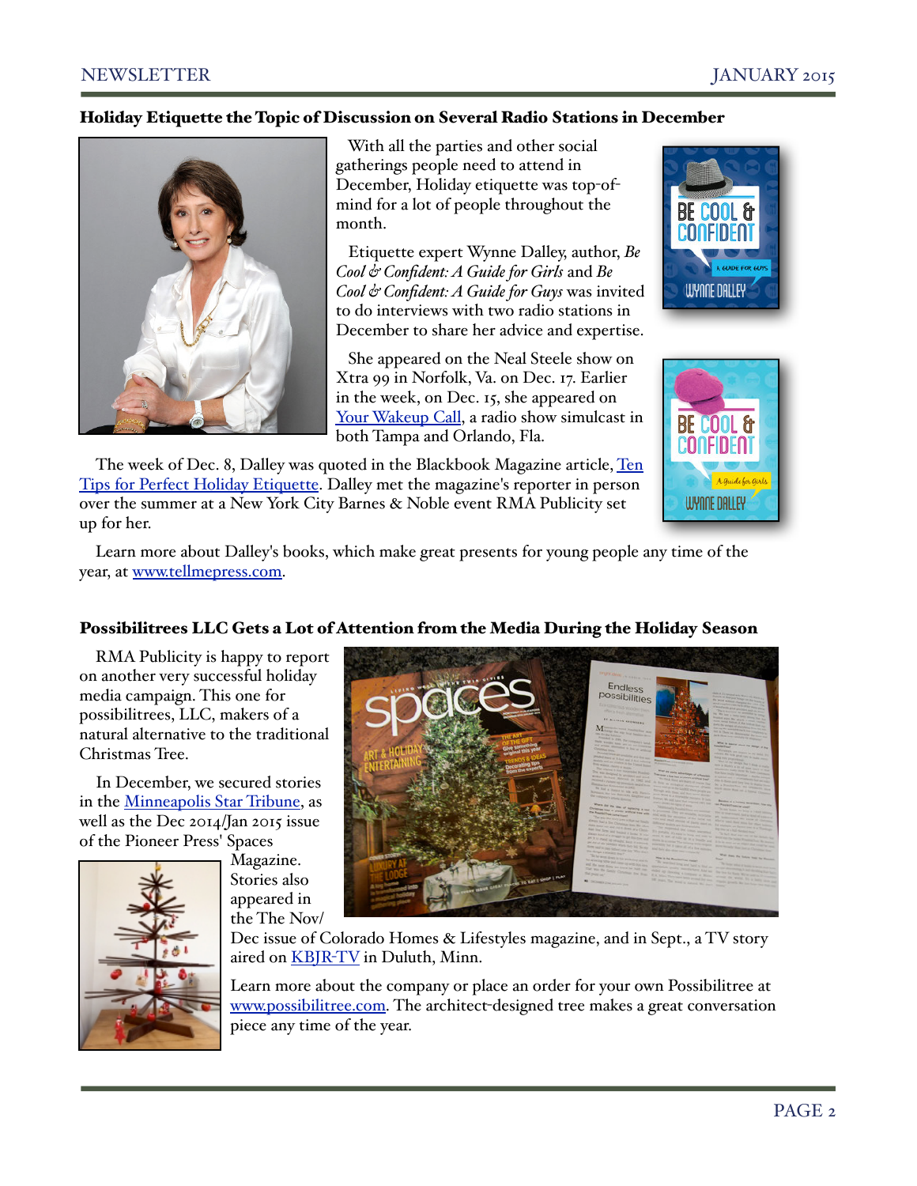## Holiday Etiquette the Topic of Discussion on Several Radio Stations in December

With all the parties and other social gatherings people need to attend in December, Holiday etiquette was top-of-mind for a lot of people throughout the month.

Etiquette expert Wynne Dalley, author, *Be Cool & Confident: A Guide for Girls* and *Be Cool & Confident: A Guide for Guys* was invited to do interviews with two radio stations in December to share her advice and expertise.

She appeared on the Neal Steele show on Xtra 99 in Norfolk, Va. on Dec. 17. Earlier in the week, on Dec. 15, she appeared on Your Wakeup Call, a radio show simulcast in both Tampa and Orlando, Fla.

The week of Dec. 8, Dalley was quoted in the Blackbook Magazine article, Ten Tips for Perfect Holiday Etiquette. Dalley met the magazine's reporter in person over the summer at a New York City Barnes & Noble event RMA Publicity set up for her.

Learn more about Dalley's books, which make great presents for young people any time of the year, at www.tellmepress.com.

## Possibilitrees LLC Gets a Lot of Attention from the Media During the Holiday Season

RMA Publicity is happy to report on another very successful holiday media campaign. This one for possibilitrees, LLC, makers of a natural alternative to the traditional Christmas Tree.

In December, we secured stories in the Minneapolis Star Tribune, as well as the Dec 2014/Jan 2015 issue of the Pioneer Press' Spaces Magazine. Stories also appeared in the The Nov/Dec issue of Colorado Homes & Lifestyles magazine, and in Sept., a TV story aired on KBJR-TV in Duluth, Minn.

Learn more about the company or place an order for your own Possibilitree at www.possibilitree.com. The architect-designed tree makes a great conversation piece any time of the year.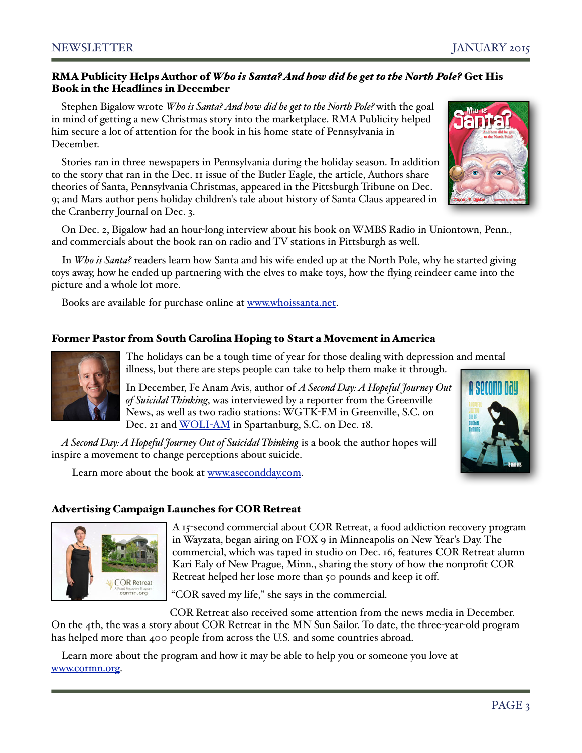## RMA Publicity Helps Author of *Who is Santa? And how did he get to the North Pole?* Get His Book in the Headlines in December

Stephen Bigalow wrote *Who is Santa? And how did he get to the North Pole?* with the goal in mind of getting a new Christmas story into the marketplace. RMA Publicity helped him secure a lot of attention for the book in his home state of Pennsylvania in December.

Stories ran in three newspapers in Pennsylvania during the holiday season. In addition to the story that ran in the Dec. 11 issue of the Butler Eagle, the article, Authors share theories of Santa, Pennsylvania Christmas, appeared in the Pittsburgh Tribune on Dec. 9; and Mars author pens holiday children's tale about history of Santa Claus appeared in the Cranberry Journal on Dec. 3.

On Dec. 2, Bigalow had an hour-long interview about his book on WMBS Radio in Uniontown, Penn., and commercials about the book ran on radio and TV stations in Pittsburgh as well.

In *Who is Santa?* readers learn how Santa and his wife ended up at the North Pole, why he started giving toys away, how he ended up partnering with the elves to make toys, how the flying reindeer came into the picture and a whole lot more.

Books are available for purchase online at [www.whoissanta.net](http://www.whoissanta.net).

## Former Pastor from South Carolina Hoping to Start a Movement in America

The holidays can be a tough time of year for those dealing with depression and mental illness, but there are steps people can take to help them make it through.

In December, Fe Anam Avis, author of *A Second Day: A Hopeful Journey Out of Suicidal Thinking*, was interviewed by a reporter from the Greenville News, as well as two radio stations: WGTK-FM in Greenville, S.C. on Dec. 21 and [WOLI-AM](#) in Spartanburg, S.C. on Dec. 18.

*A Second Day: A Hopeful Journey Out of Suicidal Thinking* is a book the author hopes will inspire a movement to change perceptions about suicide.

Learn more about the book at [www.asecondday.com](http://www.asecondday.com).

## Advertising Campaign Launches for COR Retreat

A 15-second commercial about COR Retreat, a food addiction recovery program in Wayzata, began airing on FOX 9 in Minneapolis on New Year's Day. The commercial, which was taped in studio on Dec. 16, features COR Retreat alumn Kari Ealy of New Prague, Minn., sharing the story of how the nonprofit COR Retreat helped her lose more than 50 pounds and keep it off.

"COR saved my life," she says in the commercial.

COR Retreat also received some attention from the news media in December. On the 4th, the was a story about COR Retreat in the MN Sun Sailor. To date, the three-year-old program has helped more than 400 people from across the U.S. and some countries abroad.

Learn more about the program and how it may be able to help you or someone you love at [www.cormn.org](http://www.cormn.org).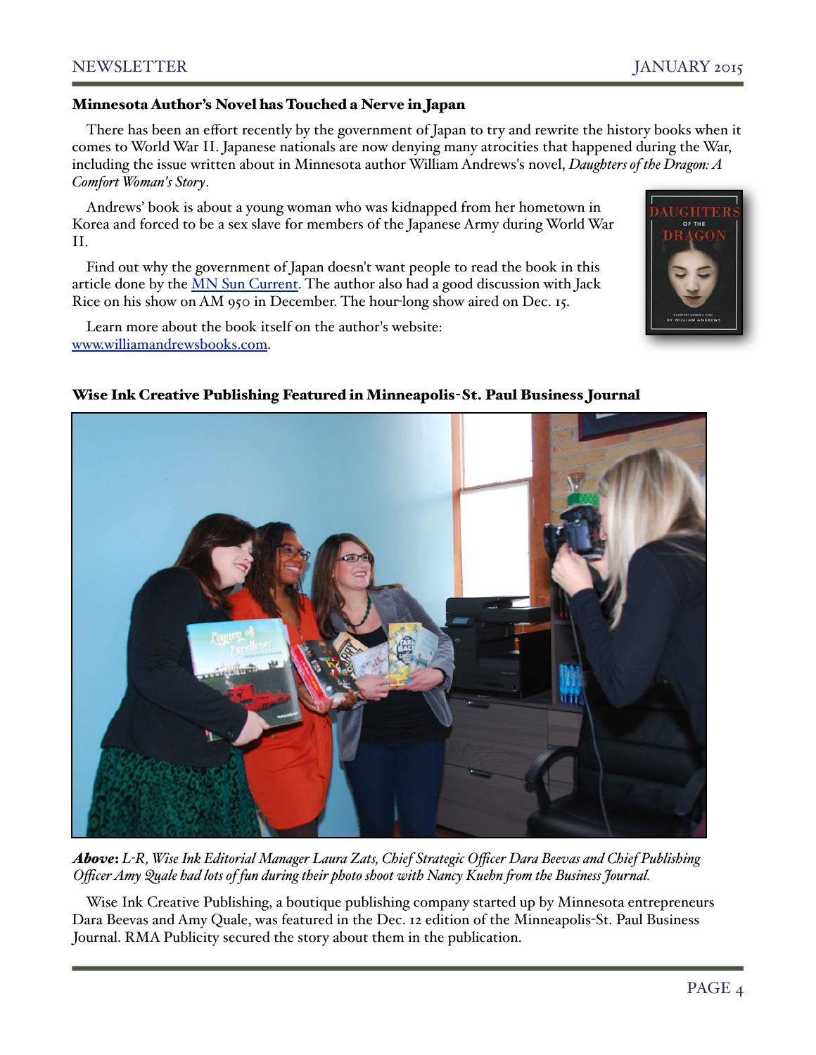## Minnesota Author's Novel has Touched a Nerve in Japan

There has been an effort recently by the government of Japan to try and rewrite the history books when it comes to World War II. Japanese nationals are now denying many atrocities that happened during the War, including the issue written about in Minnesota author William Andrews's novel, *Daughters of the Dragon: A Comfort Woman's Story*.

Andrews' book is about a young woman who was kidnapped from her hometown in Korea and forced to be a sex slave for members of the Japanese Army during World War II.

Find out why the government of Japan doesn't want people to read the book in this article done by the MN Sun Current. The author also had a good discussion with Jack Rice on his show on AM 950 in December. The hour-long show aired on Dec. 15.

Learn more about the book itself on the author's website: www.williamandrewsbooks.com.

## Wise Ink Creative Publishing Featured in Minneapolis-St. Paul Business Journal

***Above:*** *L-R, Wise Ink Editorial Manager Laura Zats, Chief Strategic Officer Dara Beevas and Chief Publishing Officer Amy Quale had lots of fun during their photo shoot with Nancy Kuehn from the Business Journal.*

Wise Ink Creative Publishing, a boutique publishing company started up by Minnesota entrepreneurs Dara Beevas and Amy Quale, was featured in the Dec. 12 edition of the Minneapolis-St. Paul Business Journal. RMA Publicity secured the story about them in the publication.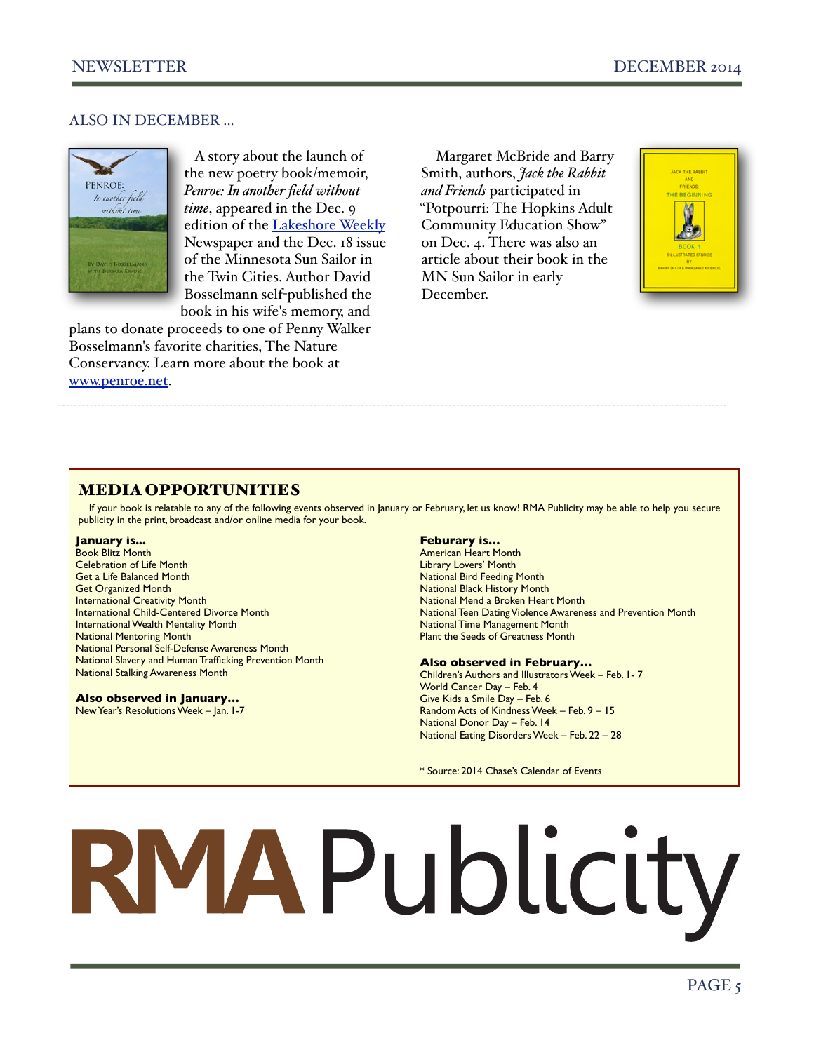## ALSO IN DECEMBER ...

A story about the launch of the new poetry book/memoir, *Penroe: In another field without time*, appeared in the Dec. 9 edition of the Lakeshore Weekly Newspaper and the Dec. 18 issue of the Minnesota Sun Sailor in the Twin Cities. Author David Bosselmann self-published the book in his wife's memory, and plans to donate proceeds to one of Penny Walker Bosselmann's favorite charities, The Nature Conservancy. Learn more about the book at www.penroe.net.

Margaret McBride and Barry Smith, authors, *Jack the Rabbit and Friends* participated in "Potpourri: The Hopkins Adult Community Education Show" on Dec. 4. There was also an article about their book in the MN Sun Sailor in early December.

---

## MEDIA OPPORTUNITIES

If your book is relatable to any of the following events observed in January or February, let us know! RMA Publicity may be able to help you secure publicity in the print, broadcast and/or online media for your book.

**January is...**

Book Blitz Month
Celebration of Life Month
Get a Life Balanced Month
Get Organized Month
International Creativity Month
International Child-Centered Divorce Month
International Wealth Mentality Month
National Mentoring Month
National Personal Self-Defense Awareness Month
National Slavery and Human Trafficking Prevention Month
National Stalking Awareness Month

**Also observed in January...**

New Year's Resolutions Week – Jan. 1-7

**Feburary is...**

American Heart Month
Library Lovers' Month
National Bird Feeding Month
National Black History Month
National Mend a Broken Heart Month
National Teen Dating Violence Awareness and Prevention Month
National Time Management Month
Plant the Seeds of Greatness Month

**Also observed in February...**

Children's Authors and Illustrators Week – Feb. 1- 7
World Cancer Day – Feb. 4
Give Kids a Smile Day – Feb. 6
Random Acts of Kindness Week – Feb. 9 – 15
National Donor Day – Feb. 14
National Eating Disorders Week – Feb. 22 – 28

\* Source: 2014 Chase's Calendar of Events

RMA Publicity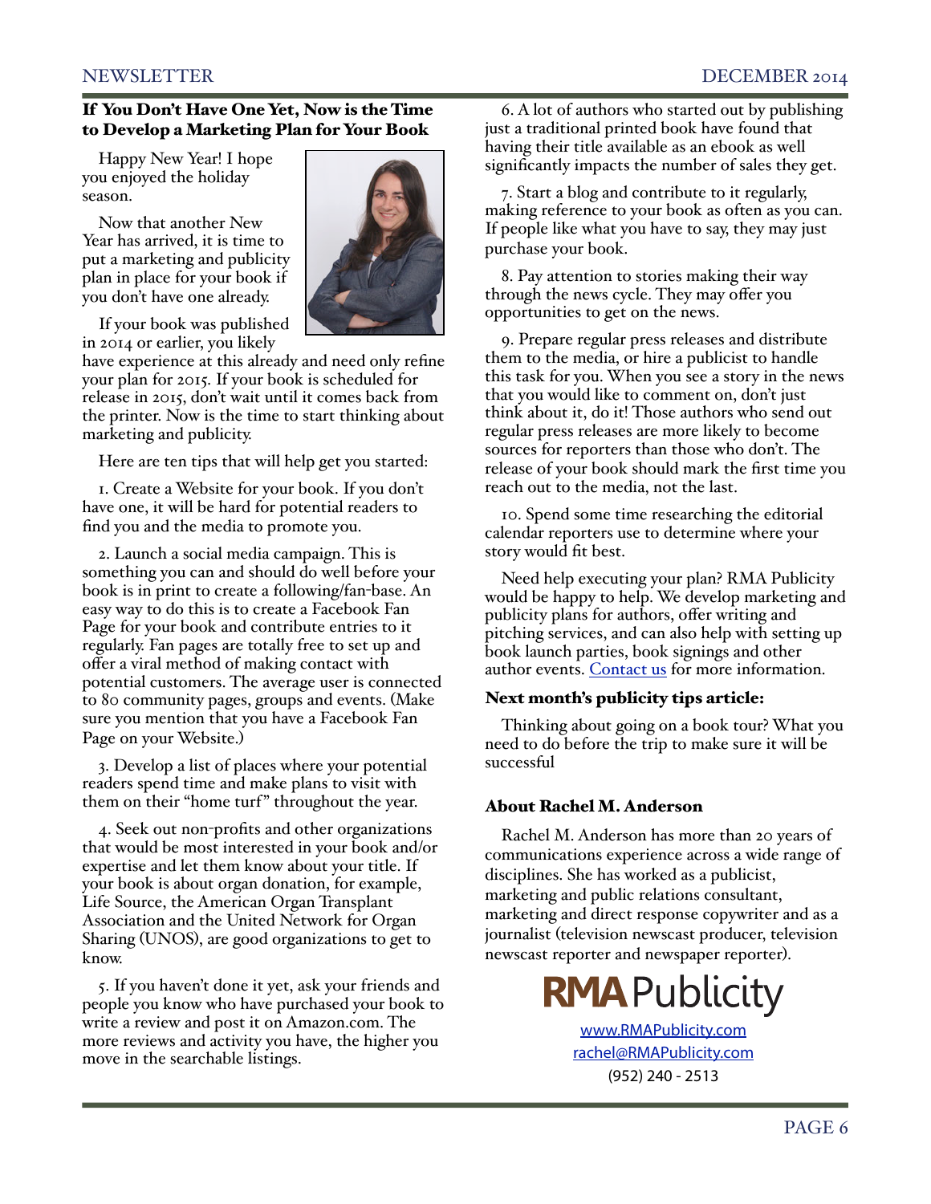## If You Don't Have One Yet, Now is the Time to Develop a Marketing Plan for Your Book

Happy New Year! I hope you enjoyed the holiday season.

Now that another New Year has arrived, it is time to put a marketing and publicity plan in place for your book if you don't have one already.

If your book was published in 2014 or earlier, you likely have experience at this already and need only refine your plan for 2015. If your book is scheduled for release in 2015, don't wait until it comes back from the printer. Now is the time to start thinking about marketing and publicity.

Here are ten tips that will help get you started:

1. Create a Website for your book. If you don't have one, it will be hard for potential readers to find you and the media to promote you.

2. Launch a social media campaign. This is something you can and should do well before your book is in print to create a following/fan-base. An easy way to do this is to create a Facebook Fan Page for your book and contribute entries to it regularly. Fan pages are totally free to set up and offer a viral method of making contact with potential customers. The average user is connected to 80 community pages, groups and events. (Make sure you mention that you have a Facebook Fan Page on your Website.)

3. Develop a list of places where your potential readers spend time and make plans to visit with them on their "home turf" throughout the year.

4. Seek out non-profits and other organizations that would be most interested in your book and/or expertise and let them know about your title. If your book is about organ donation, for example, Life Source, the American Organ Transplant Association and the United Network for Organ Sharing (UNOS), are good organizations to get to know.

5. If you haven't done it yet, ask your friends and people you know who have purchased your book to write a review and post it on Amazon.com. The more reviews and activity you have, the higher you move in the searchable listings.

6. A lot of authors who started out by publishing just a traditional printed book have found that having their title available as an ebook as well significantly impacts the number of sales they get.

7. Start a blog and contribute to it regularly, making reference to your book as often as you can. If people like what you have to say, they may just purchase your book.

8. Pay attention to stories making their way through the news cycle. They may offer you opportunities to get on the news.

9. Prepare regular press releases and distribute them to the media, or hire a publicist to handle this task for you. When you see a story in the news that you would like to comment on, don't just think about it, do it! Those authors who send out regular press releases are more likely to become sources for reporters than those who don't. The release of your book should mark the first time you reach out to the media, not the last.

10. Spend some time researching the editorial calendar reporters use to determine where your story would fit best.

Need help executing your plan? RMA Publicity would be happy to help. We develop marketing and publicity plans for authors, offer writing and pitching services, and can also help with setting up book launch parties, book signings and other author events. Contact us for more information.

### Next month's publicity tips article:

Thinking about going on a book tour? What you need to do before the trip to make sure it will be successful

### About Rachel M. Anderson

Rachel M. Anderson has more than 20 years of communications experience across a wide range of disciplines. She has worked as a publicist, marketing and public relations consultant, marketing and direct response copywriter and as a journalist (television newscast producer, television newscast reporter and newspaper reporter).

**RMA** Publicity

www.RMAPublicity.com
rachel@RMAPublicity.com
(952) 240 - 2513